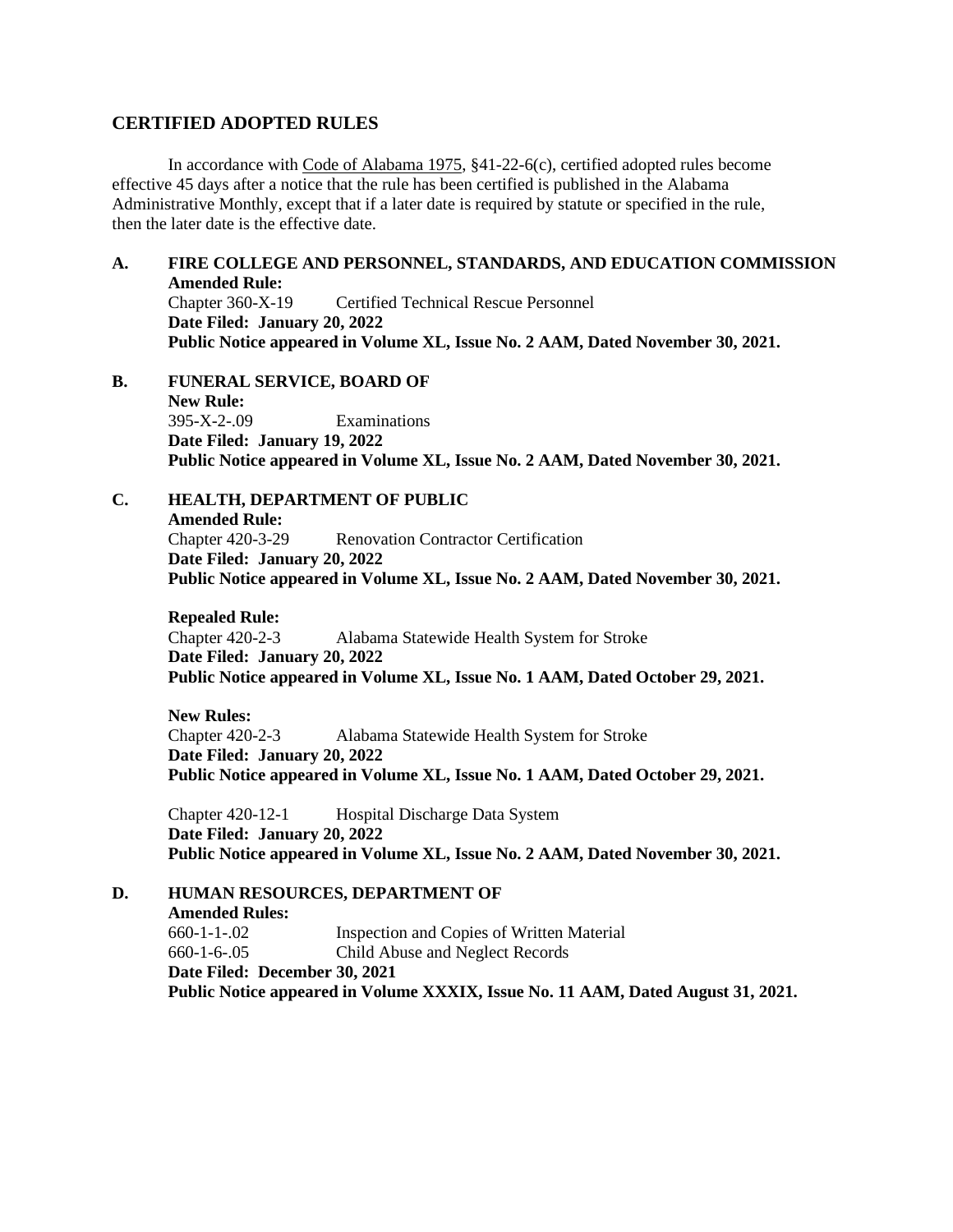## CERTIFIED ADOPTED RULES

In accordance with Code of Alabama 1975, §41-22-6(c), certified adopted rules become effective 45 days after a notice that the rule has been certified is published in the Alabama Administrative Monthly, except that if a later date is required by statute or specified in the rule, then the later date is the effective date.

**A. FIRE COLLEGE AND PERSONNEL, STANDARDS, AND EDUCATION COMMISSION**

**Amended Rule:**

Chapter 360-X-19 Certified Technical Rescue Personnel

**Date Filed: January 20, 2022**

**Public Notice appeared in Volume XL, Issue No. 2 AAM, Dated November 30, 2021.**

**B. FUNERAL SERVICE, BOARD OF**

**New Rule:**

395-X-2-.09 Examinations

**Date Filed: January 19, 2022**

**Public Notice appeared in Volume XL, Issue No. 2 AAM, Dated November 30, 2021.**

**C. HEALTH, DEPARTMENT OF PUBLIC**

**Amended Rule:**

Chapter 420-3-29 Renovation Contractor Certification

**Date Filed: January 20, 2022**

**Public Notice appeared in Volume XL, Issue No. 2 AAM, Dated November 30, 2021.**

**Repealed Rule:**

Chapter 420-2-3 Alabama Statewide Health System for Stroke

**Date Filed: January 20, 2022**

**Public Notice appeared in Volume XL, Issue No. 1 AAM, Dated October 29, 2021.**

**New Rules:**

Chapter 420-2-3 Alabama Statewide Health System for Stroke

**Date Filed: January 20, 2022**

**Public Notice appeared in Volume XL, Issue No. 1 AAM, Dated October 29, 2021.**

Chapter 420-12-1 Hospital Discharge Data System

**Date Filed: January 20, 2022**

**Public Notice appeared in Volume XL, Issue No. 2 AAM, Dated November 30, 2021.**

**D. HUMAN RESOURCES, DEPARTMENT OF**

**Amended Rules:**

660-1-1-.02 Inspection and Copies of Written Material

660-1-6-.05 Child Abuse and Neglect Records

**Date Filed: December 30, 2021**

**Public Notice appeared in Volume XXXIX, Issue No. 11 AAM, Dated August 31, 2021.**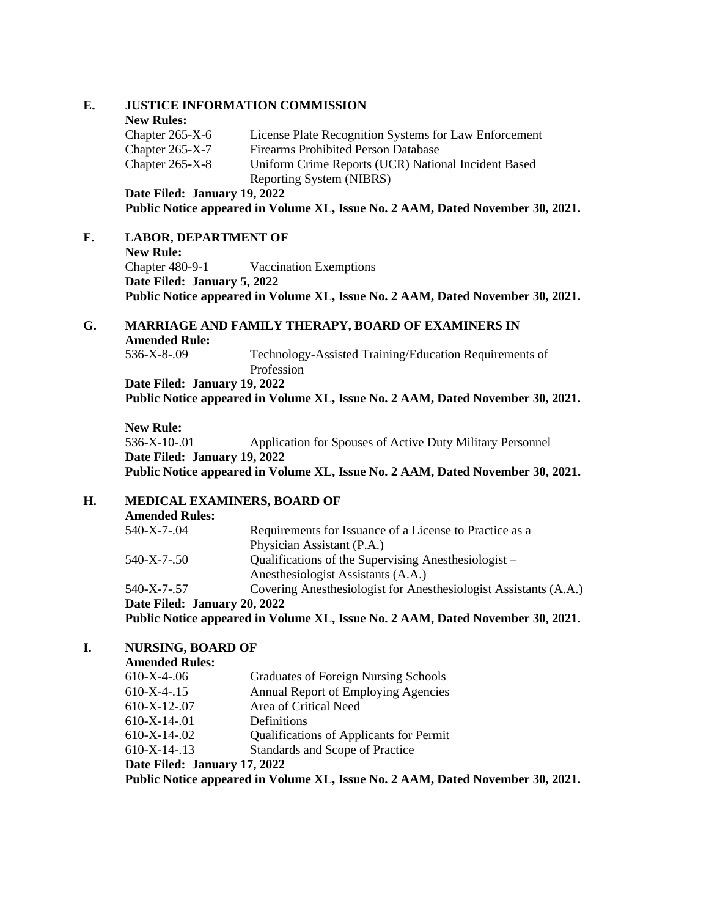**E. JUSTICE INFORMATION COMMISSION**

**New Rules:**

| | |
|---|---|
| Chapter 265-X-6 | License Plate Recognition Systems for Law Enforcement |
| Chapter 265-X-7 | Firearms Prohibited Person Database |
| Chapter 265-X-8 | Uniform Crime Reports (UCR) National Incident Based Reporting System (NIBRS) |

**Date Filed: January 19, 2022**
**Public Notice appeared in Volume XL, Issue No. 2 AAM, Dated November 30, 2021.**

**F. LABOR, DEPARTMENT OF**

**New Rule:**

| | |
|---|---|
| Chapter 480-9-1 | Vaccination Exemptions |

**Date Filed: January 5, 2022**
**Public Notice appeared in Volume XL, Issue No. 2 AAM, Dated November 30, 2021.**

**G. MARRIAGE AND FAMILY THERAPY, BOARD OF EXAMINERS IN**

**Amended Rule:**

| | |
|---|---|
| 536-X-8-.09 | Technology-Assisted Training/Education Requirements of Profession |

**Date Filed: January 19, 2022**
**Public Notice appeared in Volume XL, Issue No. 2 AAM, Dated November 30, 2021.**

**New Rule:**

| | |
|---|---|
| 536-X-10-.01 | Application for Spouses of Active Duty Military Personnel |

**Date Filed: January 19, 2022**
**Public Notice appeared in Volume XL, Issue No. 2 AAM, Dated November 30, 2021.**

**H. MEDICAL EXAMINERS, BOARD OF**

**Amended Rules:**

| | |
|---|---|
| 540-X-7-.04 | Requirements for Issuance of a License to Practice as a Physician Assistant (P.A.) |
| 540-X-7-.50 | Qualifications of the Supervising Anesthesiologist – Anesthesiologist Assistants (A.A.) |
| 540-X-7-.57 | Covering Anesthesiologist for Anesthesiologist Assistants (A.A.) |

**Date Filed: January 20, 2022**
**Public Notice appeared in Volume XL, Issue No. 2 AAM, Dated November 30, 2021.**

**I. NURSING, BOARD OF**

**Amended Rules:**

| | |
|---|---|
| 610-X-4-.06 | Graduates of Foreign Nursing Schools |
| 610-X-4-.15 | Annual Report of Employing Agencies |
| 610-X-12-.07 | Area of Critical Need |
| 610-X-14-.01 | Definitions |
| 610-X-14-.02 | Qualifications of Applicants for Permit |
| 610-X-14-.13 | Standards and Scope of Practice |

**Date Filed: January 17, 2022**
**Public Notice appeared in Volume XL, Issue No. 2 AAM, Dated November 30, 2021.**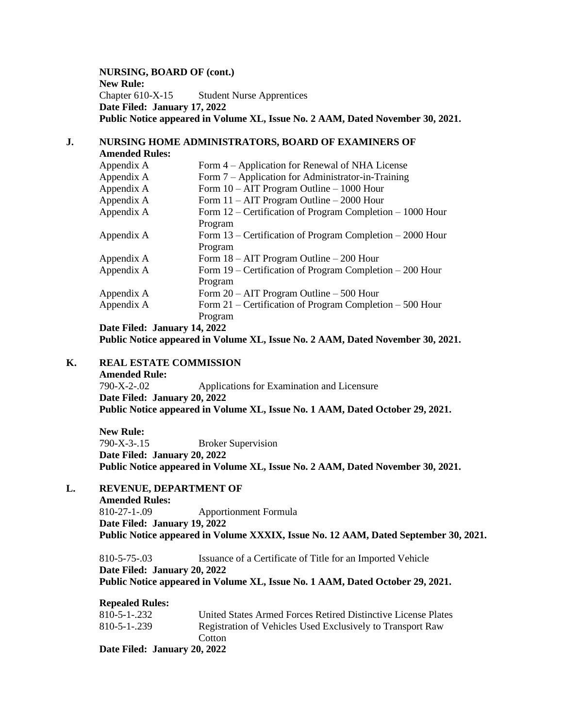**NURSING, BOARD OF (cont.)**
**New Rule:**
Chapter 610-X-15 Student Nurse Apprentices
**Date Filed: January 17, 2022**
**Public Notice appeared in Volume XL, Issue No. 2 AAM, Dated November 30, 2021.**

**J. NURSING HOME ADMINISTRATORS, BOARD OF EXAMINERS OF**

**Amended Rules:**

| | |
|---|---|
| Appendix A | Form 4 – Application for Renewal of NHA License |
| Appendix A | Form 7 – Application for Administrator-in-Training |
| Appendix A | Form 10 – AIT Program Outline – 1000 Hour |
| Appendix A | Form 11 – AIT Program Outline – 2000 Hour |
| Appendix A | Form 12 – Certification of Program Completion – 1000 Hour Program |
| Appendix A | Form 13 – Certification of Program Completion – 2000 Hour Program |
| Appendix A | Form 18 – AIT Program Outline – 200 Hour |
| Appendix A | Form 19 – Certification of Program Completion – 200 Hour Program |
| Appendix A | Form 20 – AIT Program Outline – 500 Hour |
| Appendix A | Form 21 – Certification of Program Completion – 500 Hour Program |

**Date Filed: January 14, 2022**
**Public Notice appeared in Volume XL, Issue No. 2 AAM, Dated November 30, 2021.**

**K. REAL ESTATE COMMISSION**

**Amended Rule:**
790-X-2-.02 Applications for Examination and Licensure
**Date Filed: January 20, 2022**
**Public Notice appeared in Volume XL, Issue No. 1 AAM, Dated October 29, 2021.**

**New Rule:**
790-X-3-.15 Broker Supervision
**Date Filed: January 20, 2022**
**Public Notice appeared in Volume XL, Issue No. 2 AAM, Dated November 30, 2021.**

**L. REVENUE, DEPARTMENT OF**

**Amended Rules:**
810-27-1-.09 Apportionment Formula
**Date Filed: January 19, 2022**
**Public Notice appeared in Volume XXXIX, Issue No. 12 AAM, Dated September 30, 2021.**

810-5-75-.03 Issuance of a Certificate of Title for an Imported Vehicle
**Date Filed: January 20, 2022**
**Public Notice appeared in Volume XL, Issue No. 1 AAM, Dated October 29, 2021.**

**Repealed Rules:**

| | |
|---|---|
| 810-5-1-.232 | United States Armed Forces Retired Distinctive License Plates |
| 810-5-1-.239 | Registration of Vehicles Used Exclusively to Transport Raw Cotton |

**Date Filed: January 20, 2022**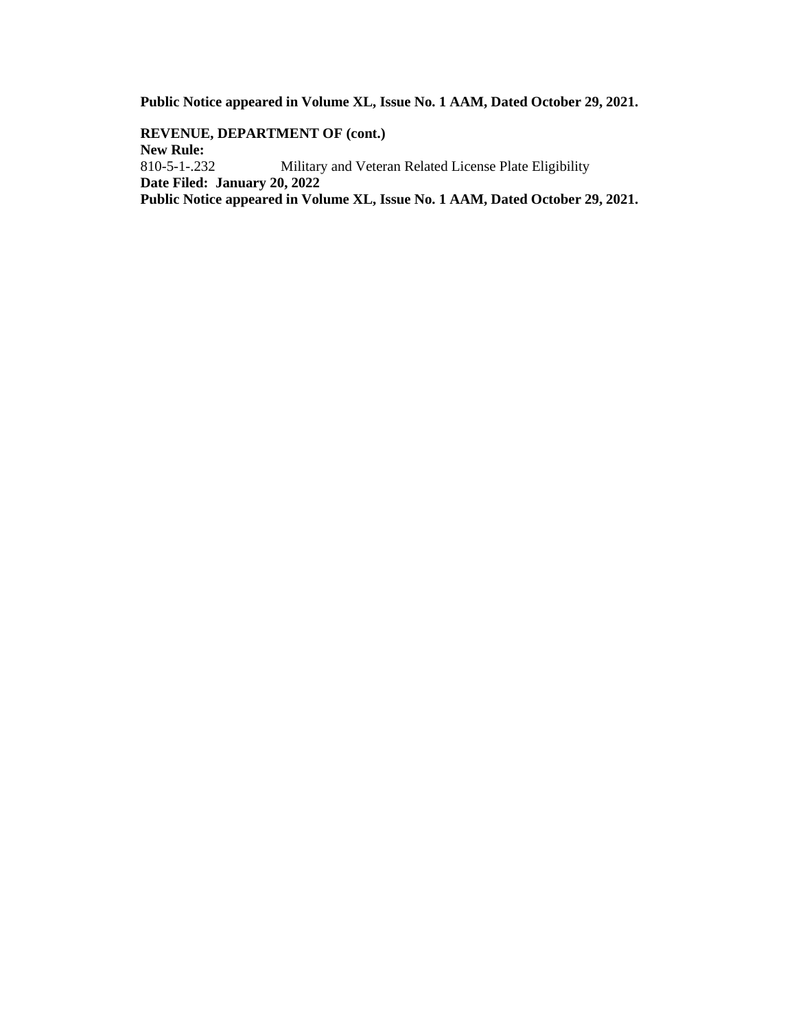**Public Notice appeared in Volume XL, Issue No. 1 AAM, Dated October 29, 2021.**

**REVENUE, DEPARTMENT OF (cont.)**
**New Rule:**
810-5-1-.232 Military and Veteran Related License Plate Eligibility
**Date Filed: January 20, 2022**
**Public Notice appeared in Volume XL, Issue No. 1 AAM, Dated October 29, 2021.**